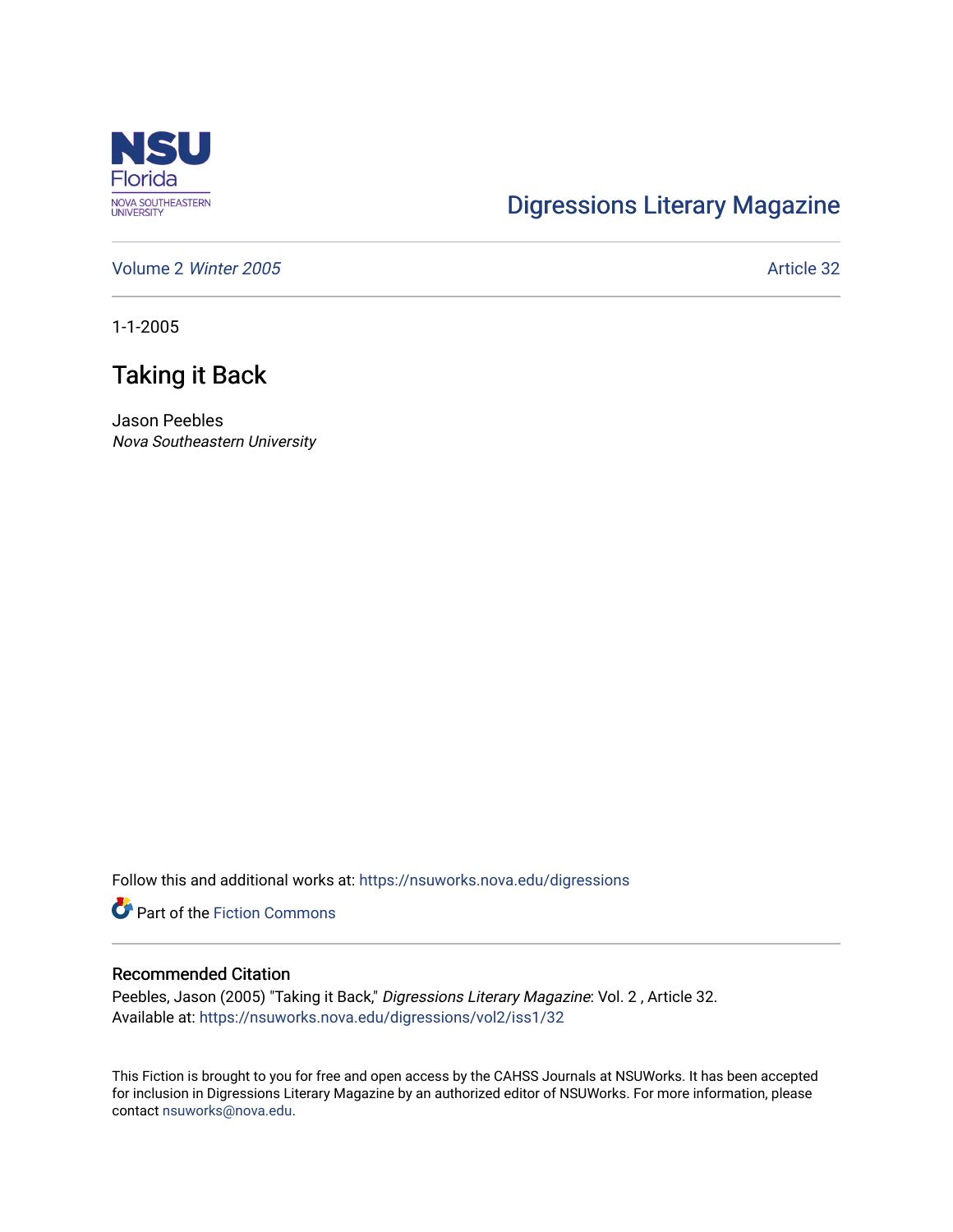Digressions Literary Magazine

Volume 2 *Winter 2005*

Article 32

1-1-2005

# Taking it Back

Jason Peebles
*Nova Southeastern University*

Follow this and additional works at: https://nsuworks.nova.edu/digressions

Part of the Fiction Commons

## Recommended Citation

Peebles, Jason (2005) "Taking it Back," *Digressions Literary Magazine*: Vol. 2 , Article 32.
Available at: https://nsuworks.nova.edu/digressions/vol2/iss1/32

This Fiction is brought to you for free and open access by the CAHSS Journals at NSUWorks. It has been accepted for inclusion in Digressions Literary Magazine by an authorized editor of NSUWorks. For more information, please contact nsuworks@nova.edu.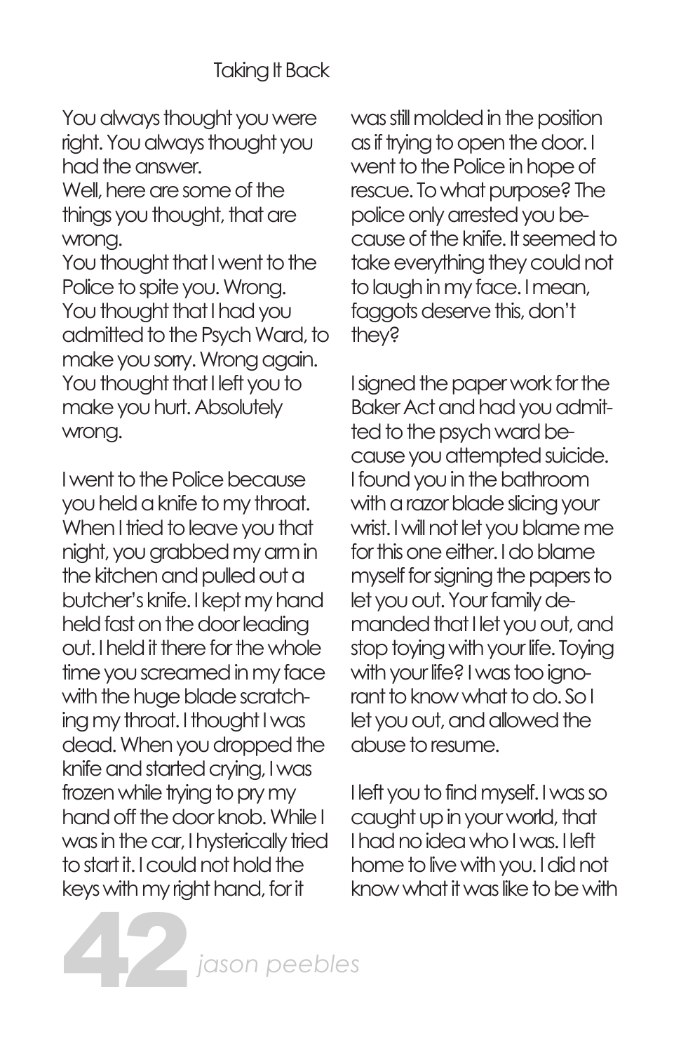# Taking It Back

You always thought you were right. You always thought you had the answer.
Well, here are some of the things you thought, that are wrong.
You thought that I went to the Police to spite you. Wrong.
You thought that I had you admitted to the Psych Ward, to make you sorry. Wrong again.
You thought that I left you to make you hurt. Absolutely wrong.

I went to the Police because you held a knife to my throat. When I tried to leave you that night, you grabbed my arm in the kitchen and pulled out a butcher's knife. I kept my hand held fast on the door leading out. I held it there for the whole time you screamed in my face with the huge blade scratching my throat. I thought I was dead. When you dropped the knife and started crying, I was frozen while trying to pry my hand off the door knob. While I was in the car, I hysterically tried to start it. I could not hold the keys with my right hand, for it was still molded in the position as if trying to open the door. I went to the Police in hope of rescue. To what purpose? The police only arrested you because of the knife. It seemed to take everything they could not to laugh in my face. I mean, faggots deserve this, don't they?

I signed the paper work for the Baker Act and had you admitted to the psych ward because you attempted suicide. I found you in the bathroom with a razor blade slicing your wrist. I will not let you blame me for this one either. I do blame myself for signing the papers to let you out. Your family demanded that I let you out, and stop toying with your life. Toying with your life? I was too ignorant to know what to do. So I let you out, and allowed the abuse to resume.

I left you to find myself. I was so caught up in your world, that I had no idea who I was. I left home to live with you. I did not know what it was like to be with

*jason peebles*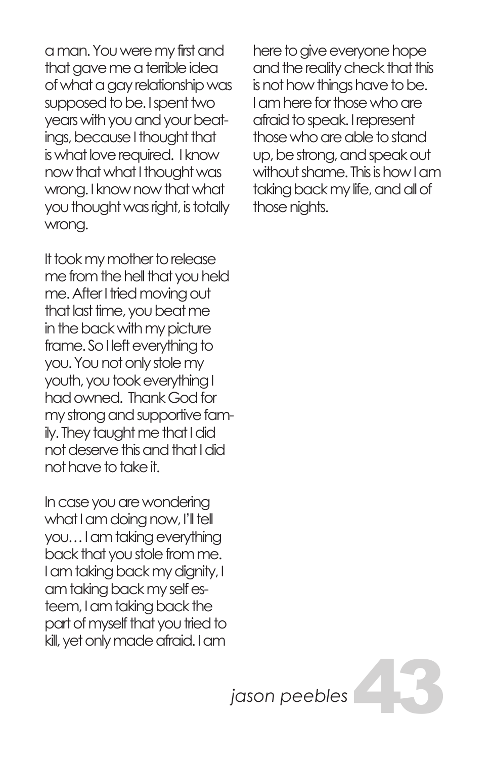a man. You were my first and that gave me a terrible idea of what a gay relationship was supposed to be. I spent two years with you and your beatings, because I thought that is what love required. I know now that what I thought was wrong. I know now that what you thought was right, is totally wrong.

It took my mother to release me from the hell that you held me. After I tried moving out that last time, you beat me in the back with my picture frame. So I left everything to you. You not only stole my youth, you took everything I had owned. Thank God for my strong and supportive family. They taught me that I did not deserve this and that I did not have to take it.

In case you are wondering what I am doing now, I'll tell you… I am taking everything back that you stole from me. I am taking back my dignity, I am taking back my self esteem, I am taking back the part of myself that you tried to kill, yet only made afraid. I am here to give everyone hope and the reality check that this is not how things have to be. I am here for those who are afraid to speak. I represent those who are able to stand up, be strong, and speak out without shame. This is how I am taking back my life, and all of those nights.